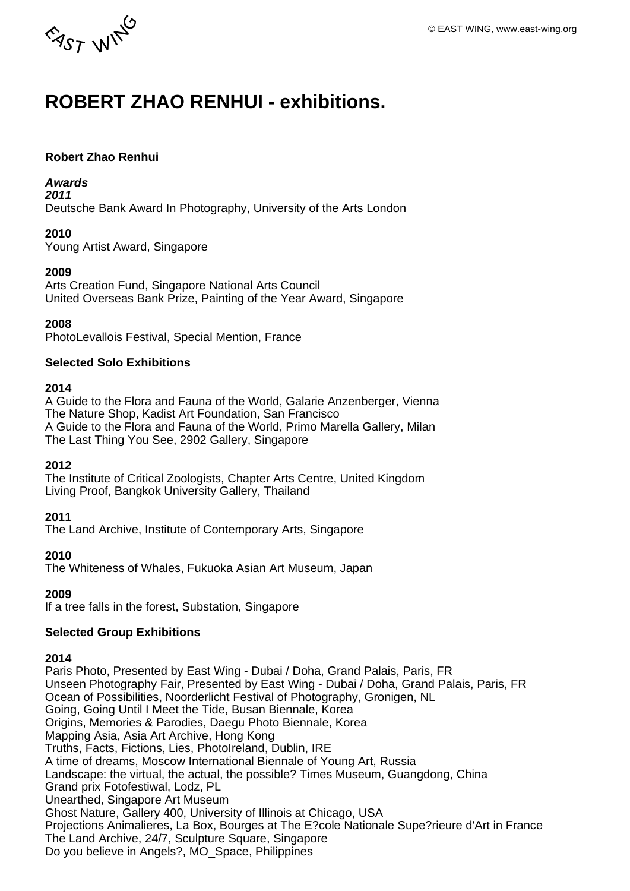# ROBERT ZHAO RENHUI - exhibitions.

**Robert Zhao Renhui**

***Awards***
***2011***
Deutsche Bank Award In Photography, University of the Arts London

**2010**
Young Artist Award, Singapore

**2009**
Arts Creation Fund, Singapore National Arts Council
United Overseas Bank Prize, Painting of the Year Award, Singapore

**2008**
PhotoLevallois Festival, Special Mention, France

**Selected Solo Exhibitions**

**2014**
A Guide to the Flora and Fauna of the World, Galarie Anzenberger, Vienna
The Nature Shop, Kadist Art Foundation, San Francisco
A Guide to the Flora and Fauna of the World, Primo Marella Gallery, Milan
The Last Thing You See, 2902 Gallery, Singapore

**2012**
The Institute of Critical Zoologists, Chapter Arts Centre, United Kingdom
Living Proof, Bangkok University Gallery, Thailand

**2011**
The Land Archive, Institute of Contemporary Arts, Singapore

**2010**
The Whiteness of Whales, Fukuoka Asian Art Museum, Japan

**2009**
If a tree falls in the forest, Substation, Singapore

**Selected Group Exhibitions**

**2014**
Paris Photo, Presented by East Wing - Dubai / Doha, Grand Palais, Paris, FR
Unseen Photography Fair, Presented by East Wing - Dubai / Doha, Grand Palais, Paris, FR
Ocean of Possibilities, Noorderlicht Festival of Photography, Gronigen, NL
Going, Going Until I Meet the Tide, Busan Biennale, Korea
Origins, Memories & Parodies, Daegu Photo Biennale, Korea
Mapping Asia, Asia Art Archive, Hong Kong
Truths, Facts, Fictions, Lies, PhotoIreland, Dublin, IRE
A time of dreams, Moscow International Biennale of Young Art, Russia
Landscape: the virtual, the actual, the possible? Times Museum, Guangdong, China
Grand prix Fotofestiwal, Lodz, PL
Unearthed, Singapore Art Museum
Ghost Nature, Gallery 400, University of Illinois at Chicago, USA
Projections Animalieres, La Box, Bourges at The E?cole Nationale Supe?rieure d'Art in France
The Land Archive, 24/7, Sculpture Square, Singapore
Do you believe in Angels?, MO_Space, Philippines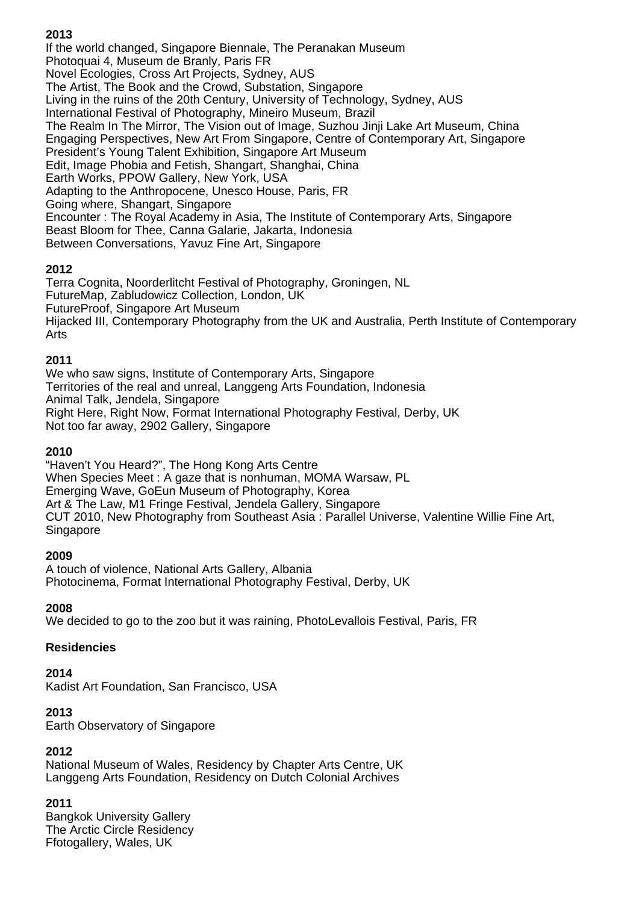**2013**
If the world changed, Singapore Biennale, The Peranakan Museum
Photoquai 4, Museum de Branly, Paris FR
Novel Ecologies, Cross Art Projects, Sydney, AUS
The Artist, The Book and the Crowd, Substation, Singapore
Living in the ruins of the 20th Century, University of Technology, Sydney, AUS
International Festival of Photography, Mineiro Museum, Brazil
The Realm In The Mirror, The Vision out of Image, Suzhou Jinji Lake Art Museum, China
Engaging Perspectives, New Art From Singapore, Centre of Contemporary Art, Singapore
President's Young Talent Exhibition, Singapore Art Museum
Edit, Image Phobia and Fetish, Shangart, Shanghai, China
Earth Works, PPOW Gallery, New York, USA
Adapting to the Anthropocene, Unesco House, Paris, FR
Going where, Shangart, Singapore
Encounter : The Royal Academy in Asia, The Institute of Contemporary Arts, Singapore
Beast Bloom for Thee, Canna Galarie, Jakarta, Indonesia
Between Conversations, Yavuz Fine Art, Singapore

**2012**
Terra Cognita, Noorderlitcht Festival of Photography, Groningen, NL
FutureMap, Zabludowicz Collection, London, UK
FutureProof, Singapore Art Museum
Hijacked III, Contemporary Photography from the UK and Australia, Perth Institute of Contemporary Arts

**2011**
We who saw signs, Institute of Contemporary Arts, Singapore
Territories of the real and unreal, Langgeng Arts Foundation, Indonesia
Animal Talk, Jendela, Singapore
Right Here, Right Now, Format International Photography Festival, Derby, UK
Not too far away, 2902 Gallery, Singapore

**2010**
"Haven't You Heard?", The Hong Kong Arts Centre
When Species Meet : A gaze that is nonhuman, MOMA Warsaw, PL
Emerging Wave, GoEun Museum of Photography, Korea
Art & The Law, M1 Fringe Festival, Jendela Gallery, Singapore
CUT 2010, New Photography from Southeast Asia : Parallel Universe, Valentine Willie Fine Art, Singapore

**2009**
A touch of violence, National Arts Gallery, Albania
Photocinema, Format International Photography Festival, Derby, UK

**2008**
We decided to go to the zoo but it was raining, PhotoLevallois Festival, Paris, FR

**Residencies**

**2014**
Kadist Art Foundation, San Francisco, USA

**2013**
Earth Observatory of Singapore

**2012**
National Museum of Wales, Residency by Chapter Arts Centre, UK
Langgeng Arts Foundation, Residency on Dutch Colonial Archives

**2011**
Bangkok University Gallery
The Arctic Circle Residency
Ffotogallery, Wales, UK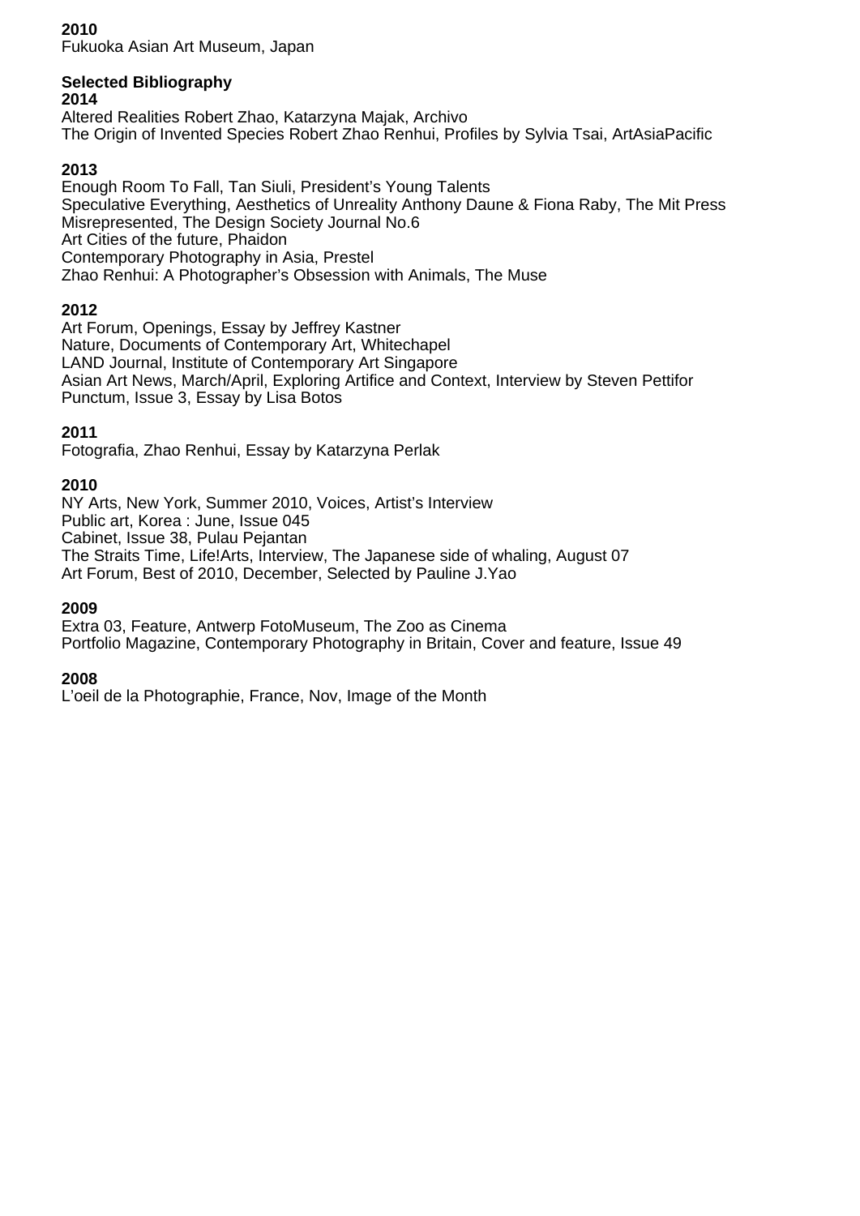**2010**
Fukuoka Asian Art Museum, Japan

**Selected Bibliography**
**2014**
Altered Realities Robert Zhao, Katarzyna Majak, Archivo
The Origin of Invented Species Robert Zhao Renhui, Profiles by Sylvia Tsai, ArtAsiaPacific

**2013**
Enough Room To Fall, Tan Siuli, President's Young Talents
Speculative Everything, Aesthetics of Unreality Anthony Daune & Fiona Raby, The Mit Press
Misrepresented, The Design Society Journal No.6
Art Cities of the future, Phaidon
Contemporary Photography in Asia, Prestel
Zhao Renhui: A Photographer's Obsession with Animals, The Muse

**2012**
Art Forum, Openings, Essay by Jeffrey Kastner
Nature, Documents of Contemporary Art, Whitechapel
LAND Journal, Institute of Contemporary Art Singapore
Asian Art News, March/April, Exploring Artifice and Context, Interview by Steven Pettifor
Punctum, Issue 3, Essay by Lisa Botos

**2011**
Fotografia, Zhao Renhui, Essay by Katarzyna Perlak

**2010**
NY Arts, New York, Summer 2010, Voices, Artist's Interview
Public art, Korea : June, Issue 045
Cabinet, Issue 38, Pulau Pejantan
The Straits Time, Life!Arts, Interview, The Japanese side of whaling, August 07
Art Forum, Best of 2010, December, Selected by Pauline J.Yao

**2009**
Extra 03, Feature, Antwerp FotoMuseum, The Zoo as Cinema
Portfolio Magazine, Contemporary Photography in Britain, Cover and feature, Issue 49

**2008**
L'oeil de la Photographie, France, Nov, Image of the Month